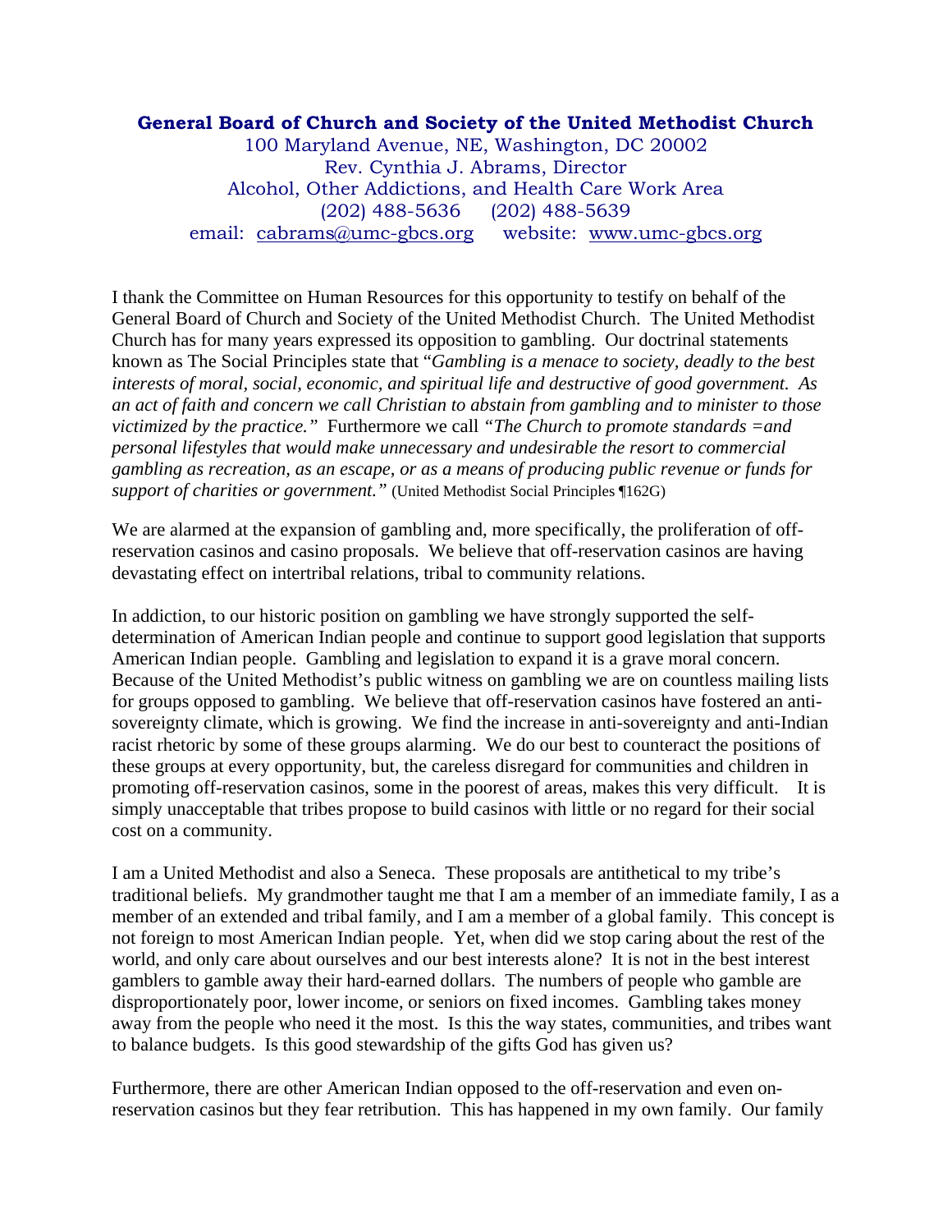**General Board of Church and Society of the United Methodist Church**
100 Maryland Avenue, NE, Washington, DC 20002
Rev. Cynthia J. Abrams, Director
Alcohol, Other Addictions, and Health Care Work Area
(202) 488-5636 (202) 488-5639
email: cabrams@umc-gbcs.org website: www.umc-gbcs.org

I thank the Committee on Human Resources for this opportunity to testify on behalf of the General Board of Church and Society of the United Methodist Church. The United Methodist Church has for many years expressed its opposition to gambling. Our doctrinal statements known as The Social Principles state that "*Gambling is a menace to society, deadly to the best interests of moral, social, economic, and spiritual life and destructive of good government. As an act of faith and concern we call Christian to abstain from gambling and to minister to those victimized by the practice.*" Furthermore we call "*The Church to promote standards =and personal lifestyles that would make unnecessary and undesirable the resort to commercial gambling as recreation, as an escape, or as a means of producing public revenue or funds for support of charities or government.*" (United Methodist Social Principles ¶162G)

We are alarmed at the expansion of gambling and, more specifically, the proliferation of off-reservation casinos and casino proposals. We believe that off-reservation casinos are having devastating effect on intertribal relations, tribal to community relations.

In addiction, to our historic position on gambling we have strongly supported the self-determination of American Indian people and continue to support good legislation that supports American Indian people. Gambling and legislation to expand it is a grave moral concern. Because of the United Methodist's public witness on gambling we are on countless mailing lists for groups opposed to gambling. We believe that off-reservation casinos have fostered an anti-sovereignty climate, which is growing. We find the increase in anti-sovereignty and anti-Indian racist rhetoric by some of these groups alarming. We do our best to counteract the positions of these groups at every opportunity, but, the careless disregard for communities and children in promoting off-reservation casinos, some in the poorest of areas, makes this very difficult. It is simply unacceptable that tribes propose to build casinos with little or no regard for their social cost on a community.

I am a United Methodist and also a Seneca. These proposals are antithetical to my tribe's traditional beliefs. My grandmother taught me that I am a member of an immediate family, I as a member of an extended and tribal family, and I am a member of a global family. This concept is not foreign to most American Indian people. Yet, when did we stop caring about the rest of the world, and only care about ourselves and our best interests alone? It is not in the best interest gamblers to gamble away their hard-earned dollars. The numbers of people who gamble are disproportionately poor, lower income, or seniors on fixed incomes. Gambling takes money away from the people who need it the most. Is this the way states, communities, and tribes want to balance budgets. Is this good stewardship of the gifts God has given us?

Furthermore, there are other American Indian opposed to the off-reservation and even on-reservation casinos but they fear retribution. This has happened in my own family. Our family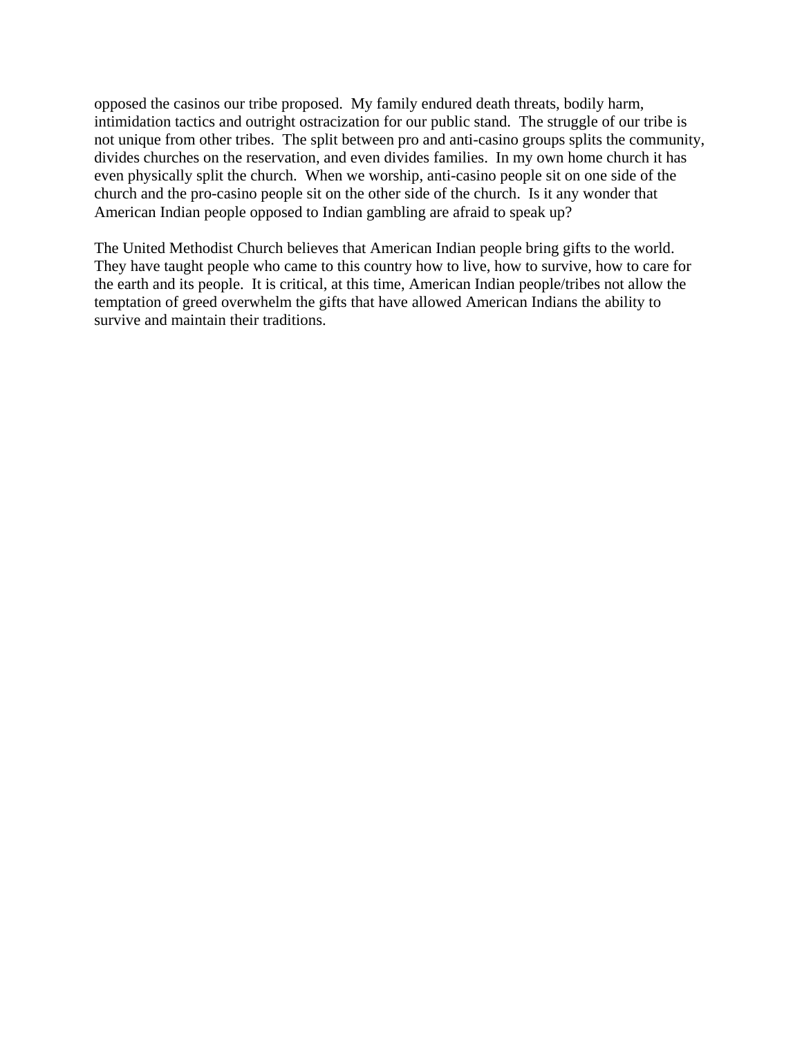opposed the casinos our tribe proposed. My family endured death threats, bodily harm, intimidation tactics and outright ostracization for our public stand. The struggle of our tribe is not unique from other tribes. The split between pro and anti-casino groups splits the community, divides churches on the reservation, and even divides families. In my own home church it has even physically split the church. When we worship, anti-casino people sit on one side of the church and the pro-casino people sit on the other side of the church. Is it any wonder that American Indian people opposed to Indian gambling are afraid to speak up?

The United Methodist Church believes that American Indian people bring gifts to the world. They have taught people who came to this country how to live, how to survive, how to care for the earth and its people. It is critical, at this time, American Indian people/tribes not allow the temptation of greed overwhelm the gifts that have allowed American Indians the ability to survive and maintain their traditions.